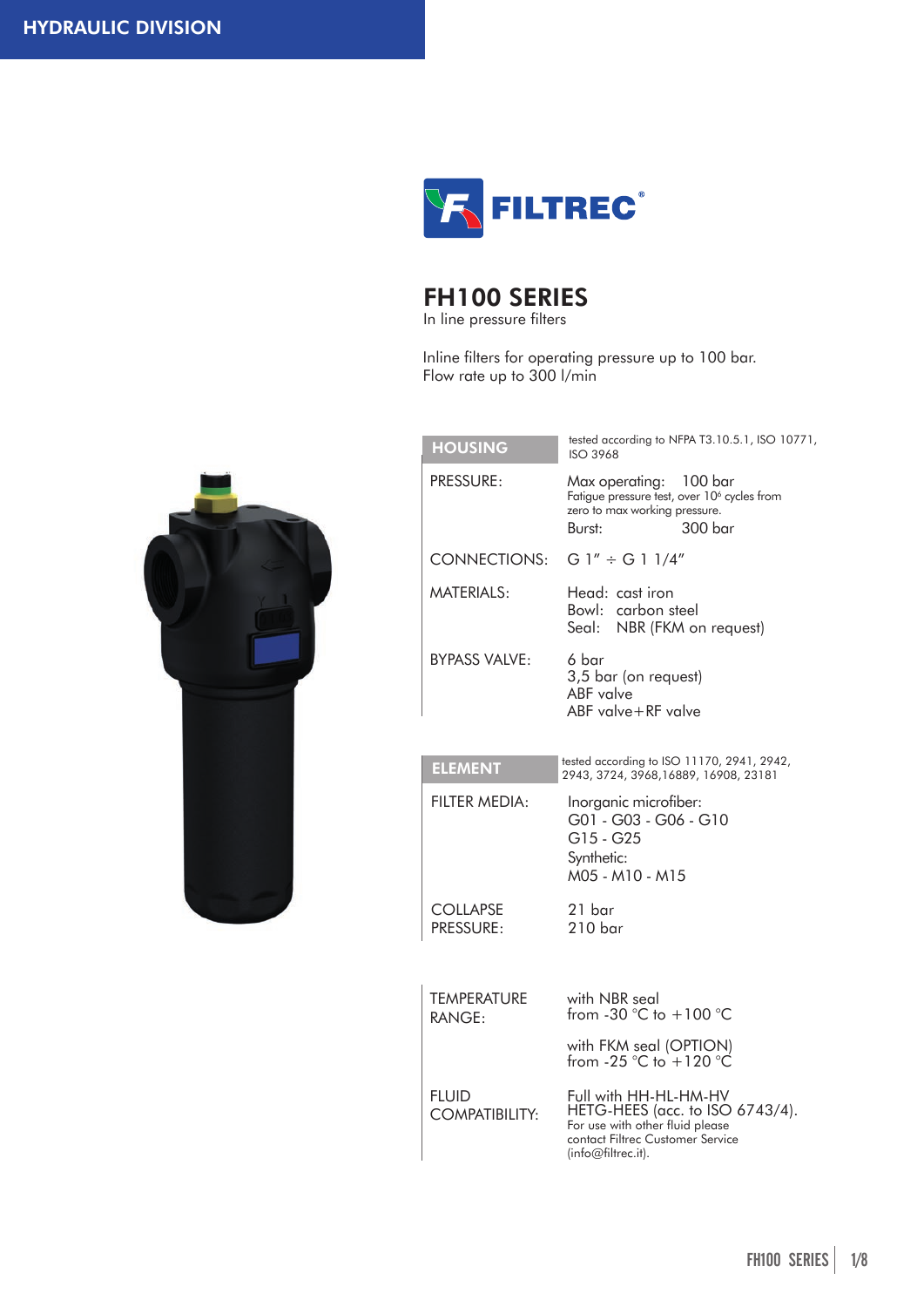HYDRAULIC DIVISION

FILTREC®

# FH100 SERIES

In line pressure filters

Inline filters for operating pressure up to 100 bar.
Flow rate up to 300 l/min

| HOUSING | tested according to NFPA T3.10.5.1, ISO 10771, ISO 3968 |
|---|---|
| PRESSURE: | Max operating: 100 bar<br>Fatigue pressure test, over $10^6$ cycles from zero to max working pressure.<br>Burst: 300 bar |
| CONNECTIONS: | G 1" ÷ G 1 1/4" |
| MATERIALS: | Head: cast iron<br>Bowl: carbon steel<br>Seal: NBR (FKM on request) |
| BYPASS VALVE: | 6 bar<br>3,5 bar (on request)<br>ABF valve<br>ABF valve+RF valve |

| ELEMENT | tested according to ISO 11170, 2941, 2942, 2943, 3724, 3968,16889, 16908, 23181 |
|---|---|
| FILTER MEDIA: | Inorganic microfiber:<br>G01 - G03 - G06 - G10<br>G15 - G25<br>Synthetic:<br>M05 - M10 - M15 |
| COLLAPSE PRESSURE: | 21 bar<br>210 bar |

| | |
|---|---|
| TEMPERATURE RANGE: | with NBR seal<br>from -30 °C to +100 °C<br><br>with FKM seal (OPTION)<br>from -25 °C to +120 °C |
| FLUID COMPATIBILITY: | Full with HH-HL-HM-HV<br>HETG-HEES (acc. to ISO 6743/4).<br>For use with other fluid please contact Filtrec Customer Service (info@filtrec.it). |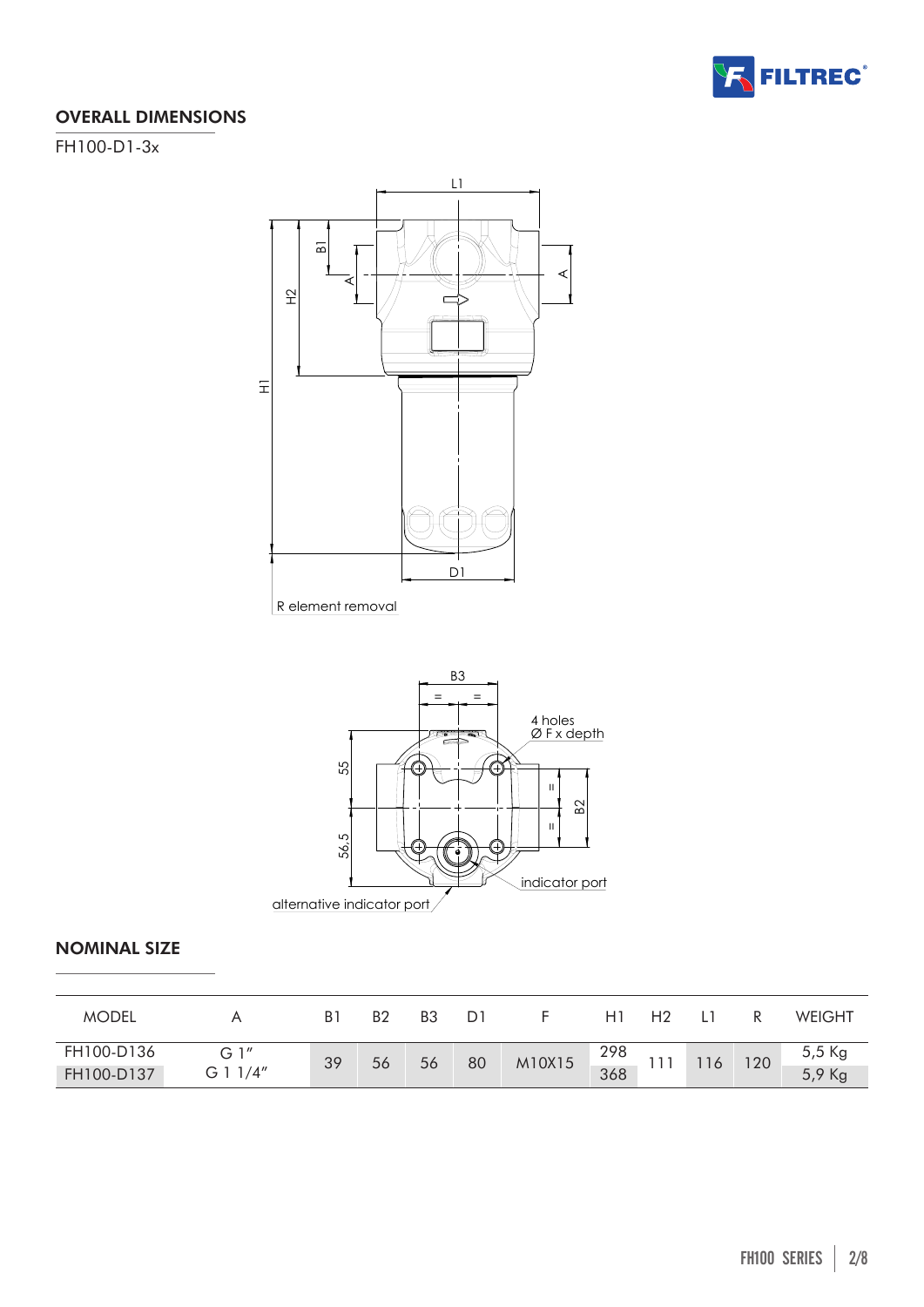## OVERALL DIMENSIONS

FH100-D1-3x

R element removal

4 holes
Ø F x depth

indicator port

alternative indicator port

## NOMINAL SIZE

| MODEL | A | B1 | B2 | B3 | D1 | F | H1 | H2 | L1 | R | WEIGHT |
|---|---|---|---|---|---|---|---|---|---|---|---|
| FH100-D136 | G 1" | 39 | 56 | 56 | 80 | M10X15 | 298 | 111 | 116 | 120 | 5,5 Kg |
| FH100-D137 | G 1 1/4" | 39 | 56 | 56 | 80 | M10X15 | 368 | 111 | 116 | 120 | 5,9 Kg |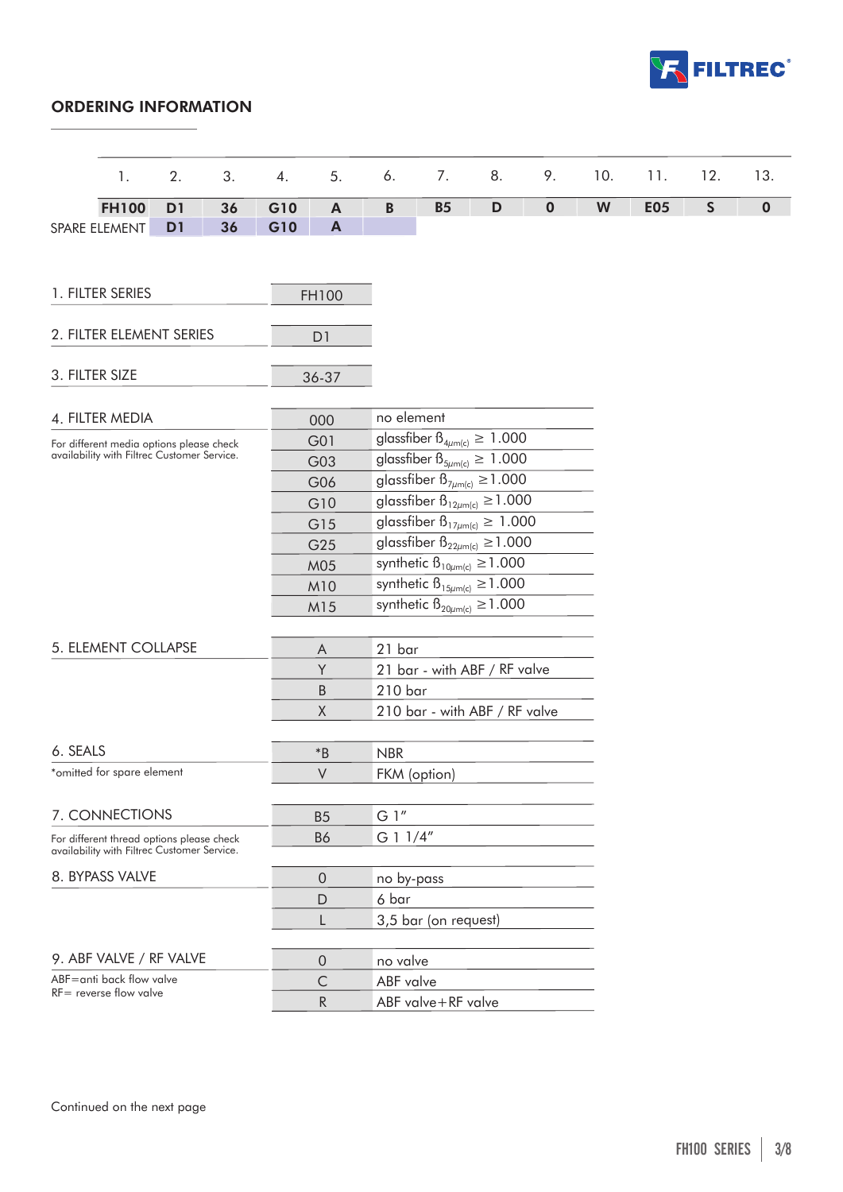## ORDERING INFORMATION

| | 1. | 2. | 3. | 4. | 5. | 6. | 7. | 8. | 9. | 10. | 11. | 12. | 13. |
|---|---|---|---|---|---|---|---|---|---|---|---|---|---|
| | **FH100** | **D1** | **36** | **G10** | **A** | **B** | **B5** | **D** | **0** | **W** | **E05** | **S** | **0** |
| SPARE ELEMENT | | **D1** | **36** | **G10** | **A** | | | | | | | | |

| 1. FILTER SERIES | FH100 |
|---|---|

| 2. FILTER ELEMENT SERIES | D1 |
|---|---|

| 3. FILTER SIZE | 36-37 |
|---|---|

**4. FILTER MEDIA**

For different media options please check availability with Filtrec Customer Service.

| Code | Description |
|---|---|
| 000 | no element |
| G01 | glassfiber $\beta_{4\mu m(c)} \geq 1.000$ |
| G03 | glassfiber $\beta_{5\mu m(c)} \geq 1.000$ |
| G06 | glassfiber $\beta_{7\mu m(c)} \geq 1.000$ |
| G10 | glassfiber $\beta_{12\mu m(c)} \geq 1.000$ |
| G15 | glassfiber $\beta_{17\mu m(c)} \geq 1.000$ |
| G25 | glassfiber $\beta_{22\mu m(c)} \geq 1.000$ |
| M05 | synthetic $\beta_{10\mu m(c)} \geq 1.000$ |
| M10 | synthetic $\beta_{15\mu m(c)} \geq 1.000$ |
| M15 | synthetic $\beta_{20\mu m(c)} \geq 1.000$ |

**5. ELEMENT COLLAPSE**

| Code | Description |
|---|---|
| A | 21 bar |
| Y | 21 bar - with ABF / RF valve |
| B | 210 bar |
| X | 210 bar - with ABF / RF valve |

**6. SEALS**

*omitted for spare element

| Code | Description |
|---|---|
| *B | NBR |
| V | FKM (option) |

**7. CONNECTIONS**

For different thread options please check availability with Filtrec Customer Service.

| Code | Description |
|---|---|
| B5 | G 1" |
| B6 | G 1 1/4" |

**8. BYPASS VALVE**

| Code | Description |
|---|---|
| 0 | no by-pass |
| D | 6 bar |
| L | 3,5 bar (on request) |

**9. ABF VALVE / RF VALVE**

ABF=anti back flow valve
RF= reverse flow valve

| Code | Description |
|---|---|
| 0 | no valve |
| C | ABF valve |
| R | ABF valve+RF valve |

Continued on the next page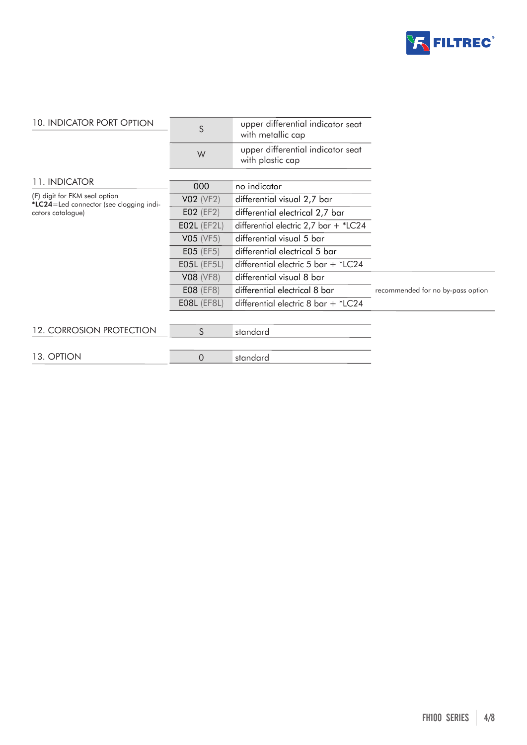## 10. INDICATOR PORT OPTION

| Code | Description |
|---|---|
| S | upper differential indicator seat with metallic cap |
| W | upper differential indicator seat with plastic cap |

## 11. INDICATOR

(F) digit for FKM seal option
***LC24**=Led connector (see clogging indicators catalogue)

| Code | Description | Note |
|---|---|---|
| 000 | no indicator | |
| V02 (VF2) | differential visual 2,7 bar | |
| E02 (EF2) | differential electrical 2,7 bar | |
| E02L (EF2L) | differential electric 2,7 bar + *LC24 | |
| V05 (VF5) | differential visual 5 bar | |
| E05 (EF5) | differential electrical 5 bar | |
| E05L (EF5L) | differential electric 5 bar + *LC24 | |
| V08 (VF8) | differential visual 8 bar | recommended for no by-pass option |
| E08 (EF8) | differential electrical 8 bar | recommended for no by-pass option |
| E08L (EF8L) | differential electric 8 bar + *LC24 | recommended for no by-pass option |

## 12. CORROSION PROTECTION

| Code | Description |
|---|---|
| S | standard |

## 13. OPTION

| Code | Description |
|---|---|
| 0 | standard |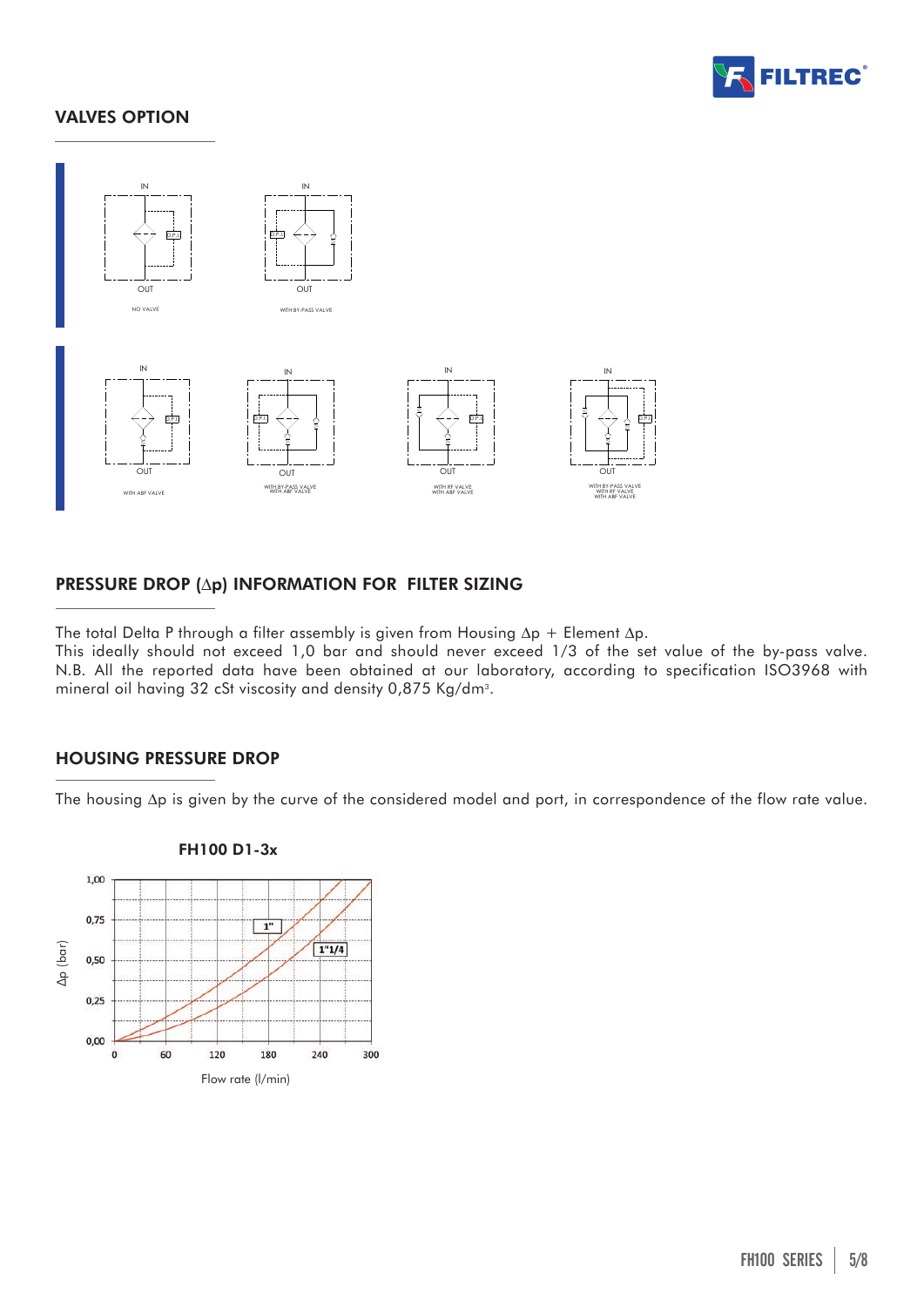## VALVES OPTION

IN

OUT

NO VALVE

IN

OUT

WITH BY-PASS VALVE

IN

OUT

WITH ABF VALVE

IN

OUT

WITH BY-PASS VALVE
WITH ABF VALVE

IN

OUT

WITH RF VALVE
WITH ABF VALVE

IN

OUT

WITH BY-PASS VALVE
WITH RF VALVE
WITH ABF VALVE

## PRESSURE DROP (Δp) INFORMATION FOR FILTER SIZING

The total Delta P through a filter assembly is given from Housing Δp + Element Δp.
This ideally should not exceed 1,0 bar and should never exceed 1/3 of the set value of the by-pass valve.
N.B. All the reported data have been obtained at our laboratory, according to specification ISO3968 with mineral oil having 32 cSt viscosity and density 0,875 Kg/dm³.

## HOUSING PRESSURE DROP

The housing Δp is given by the curve of the considered model and port, in correspondence of the flow rate value.

**FH100 D1-3x**

Δp (bar): 0,00 – 0,25 – 0,50 – 0,75 – 1,00

Curves: 1" ; 1"1/4

Flow rate (l/min): 0 – 60 – 120 – 180 – 240 – 300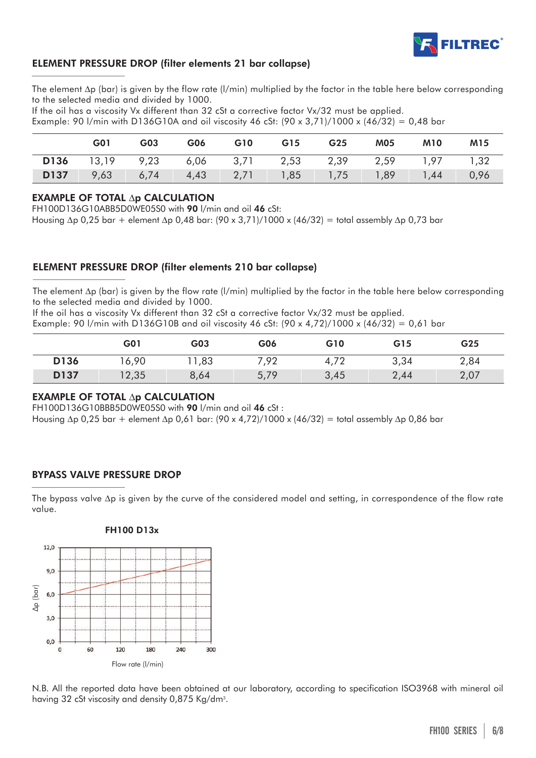## ELEMENT PRESSURE DROP (filter elements 21 bar collapse)

The element Δp (bar) is given by the flow rate (l/min) multiplied by the factor in the table here below corresponding to the selected media and divided by 1000.
If the oil has a viscosity Vx different than 32 cSt a corrective factor Vx/32 must be applied.
Example: 90 l/min with D136G10A and oil viscosity 46 cSt: (90 x 3,71)/1000 x (46/32) = 0,48 bar

| | G01 | G03 | G06 | G10 | G15 | G25 | M05 | M10 | M15 |
|---|---|---|---|---|---|---|---|---|---|
| **D136** | 13,19 | 9,23 | 6,06 | 3,71 | 2,53 | 2,39 | 2,59 | 1,97 | 1,32 |
| **D137** | 9,63 | 6,74 | 4,43 | 2,71 | 1,85 | 1,75 | 1,89 | 1,44 | 0,96 |

### EXAMPLE OF TOTAL Δp CALCULATION

FH100D136G10ABB5D0WE05S0 with **90** l/min and oil **46** cSt:
Housing Δp 0,25 bar + element Δp 0,48 bar: (90 x 3,71)/1000 x (46/32) = total assembly Δp 0,73 bar

## ELEMENT PRESSURE DROP (filter elements 210 bar collapse)

The element Δp (bar) is given by the flow rate (l/min) multiplied by the factor in the table here below corresponding to the selected media and divided by 1000.
If the oil has a viscosity Vx different than 32 cSt a corrective factor Vx/32 must be applied.
Example: 90 l/min with D136G10B and oil viscosity 46 cSt: (90 x 4,72)/1000 x (46/32) = 0,61 bar

| | G01 | G03 | G06 | G10 | G15 | G25 |
|---|---|---|---|---|---|---|
| **D136** | 16,90 | 11,83 | 7,92 | 4,72 | 3,34 | 2,84 |
| **D137** | 12,35 | 8,64 | 5,79 | 3,45 | 2,44 | 2,07 |

### EXAMPLE OF TOTAL Δp CALCULATION

FH100D136G10BBB5D0WE05S0 with **90** l/min and oil **46** cSt :
Housing Δp 0,25 bar + element Δp 0,61 bar: (90 x 4,72)/1000 x (46/32) = total assembly Δp 0,86 bar

## BYPASS VALVE PRESSURE DROP

The bypass valve Δp is given by the curve of the considered model and setting, in correspondence of the flow rate value.

**FH100 D13x**

Δp (bar) — Flow rate (l/min)

N.B. All the reported data have been obtained at our laboratory, according to specification ISO3968 with mineral oil having 32 cSt viscosity and density 0,875 Kg/dm³.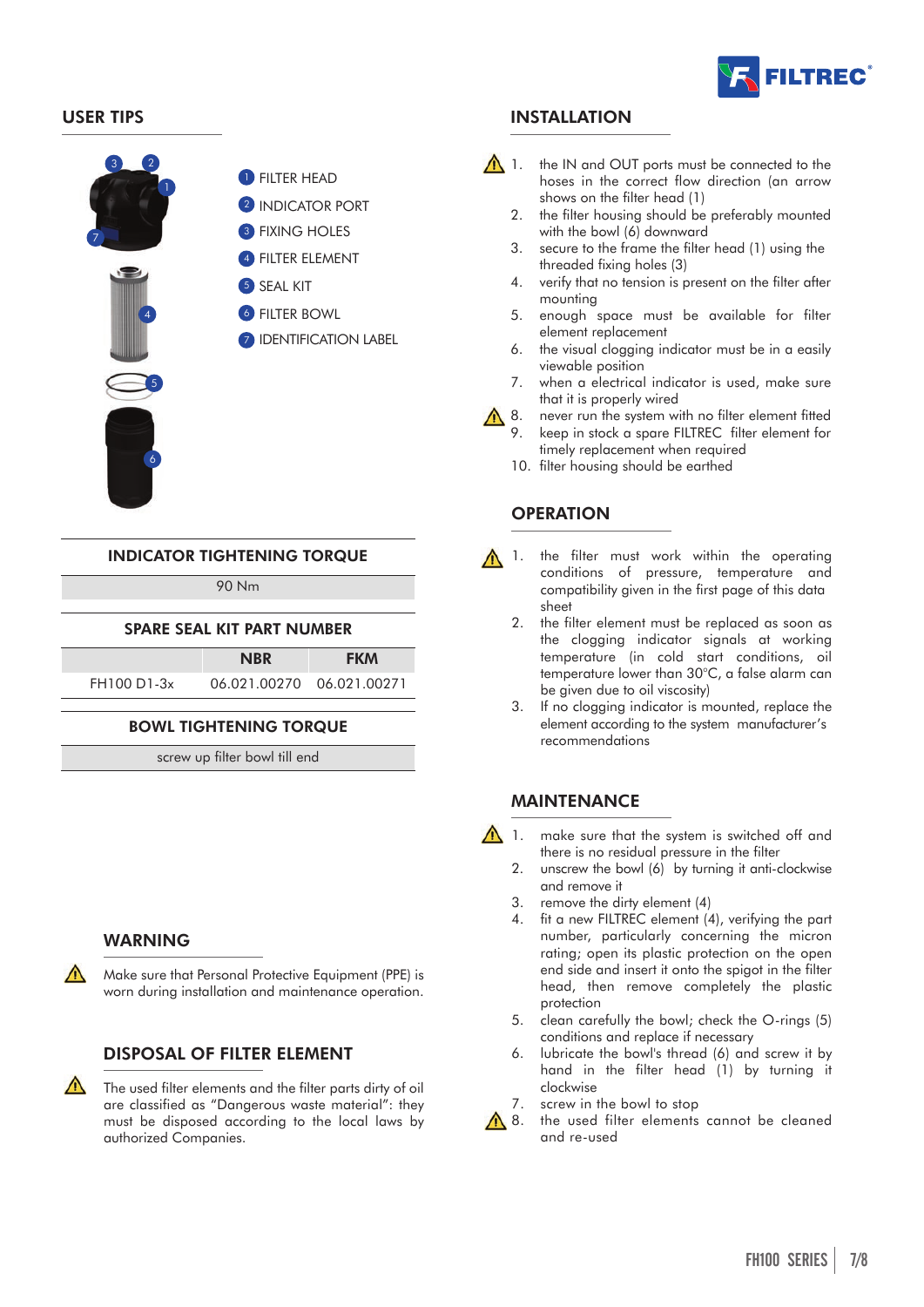## USER TIPS

1. FILTER HEAD
2. INDICATOR PORT
3. FIXING HOLES
4. FILTER ELEMENT
5. SEAL KIT
6. FILTER BOWL
7. IDENTIFICATION LABEL

| INDICATOR TIGHTENING TORQUE |
|---|
| 90 Nm |

| SPARE SEAL KIT PART NUMBER | | |
|---|---|---|
| | NBR | FKM |
| FH100 D1-3x | 06.021.00270 | 06.021.00271 |

| BOWL TIGHTENING TORQUE |
|---|
| screw up filter bowl till end |

### WARNING

⚠ Make sure that Personal Protective Equipment (PPE) is worn during installation and maintenance operation.

### DISPOSAL OF FILTER ELEMENT

⚠ The used filter elements and the filter parts dirty of oil are classified as "Dangerous waste material": they must be disposed according to the local laws by authorized Companies.

## INSTALLATION

1. ⚠ the IN and OUT ports must be connected to the hoses in the correct flow direction (an arrow shows on the filter head (1)
2. the filter housing should be preferably mounted with the bowl (6) downward
3. secure to the frame the filter head (1) using the threaded fixing holes (3)
4. verify that no tension is present on the filter after mounting
5. enough space must be available for filter element replacement
6. the visual clogging indicator must be in a easily viewable position
7. when a electrical indicator is used, make sure that it is properly wired
8. ⚠ never run the system with no filter element fitted
9. keep in stock a spare FILTREC filter element for timely replacement when required
10. filter housing should be earthed

## OPERATION

1. ⚠ the filter must work within the operating conditions of pressure, temperature and compatibility given in the first page of this data sheet
2. the filter element must be replaced as soon as the clogging indicator signals at working temperature (in cold start conditions, oil temperature lower than 30°C, a false alarm can be given due to oil viscosity)
3. If no clogging indicator is mounted, replace the element according to the system manufacturer's recommendations

## MAINTENANCE

1. ⚠ make sure that the system is switched off and there is no residual pressure in the filter
2. unscrew the bowl (6) by turning it anti-clockwise and remove it
3. remove the dirty element (4)
4. fit a new FILTREC element (4), verifying the part number, particularly concerning the micron rating; open its plastic protection on the open end side and insert it onto the spigot in the filter head, then remove completely the plastic protection
5. clean carefully the bowl; check the O-rings (5) conditions and replace if necessary
6. lubricate the bowl's thread (6) and screw it by hand in the filter head (1) by turning it clockwise
7. screw in the bowl to stop
8. ⚠ the used filter elements cannot be cleaned and re-used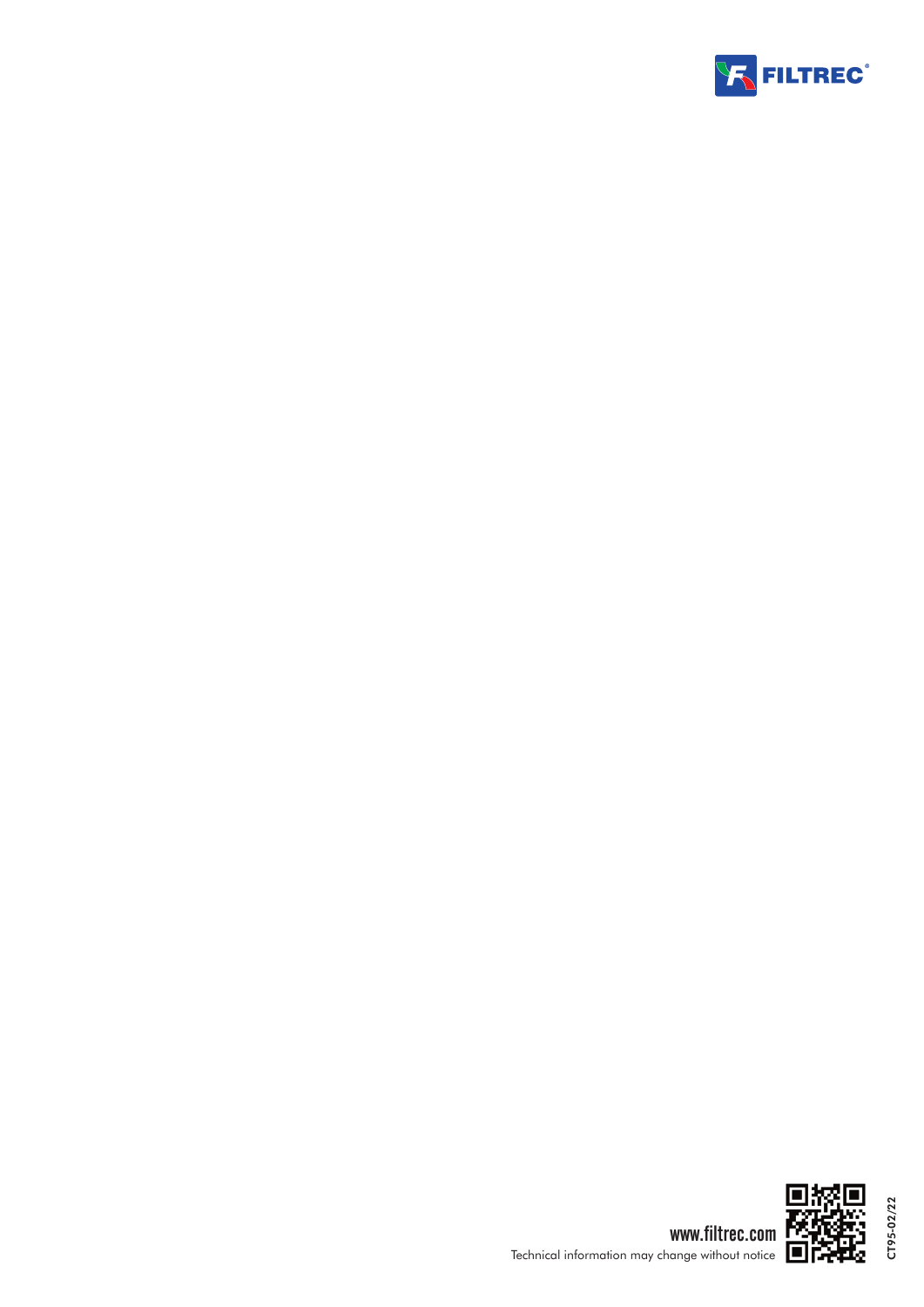FILTREC®

www.filtrec.com

Technical information may change without notice

CT95-02/22